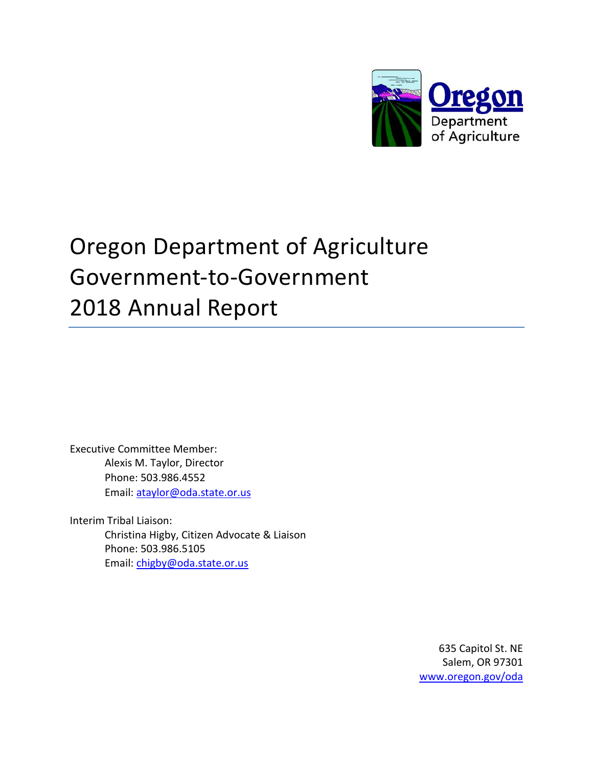Oregon
Department
of Agriculture

# Oregon Department of Agriculture Government-to-Government 2018 Annual Report

Executive Committee Member:

Alexis M. Taylor, Director
Phone: 503.986.4552
Email: ataylor@oda.state.or.us

Interim Tribal Liaison:

Christina Higby, Citizen Advocate & Liaison
Phone: 503.986.5105
Email: chigby@oda.state.or.us

635 Capitol St. NE
Salem, OR 97301
www.oregon.gov/oda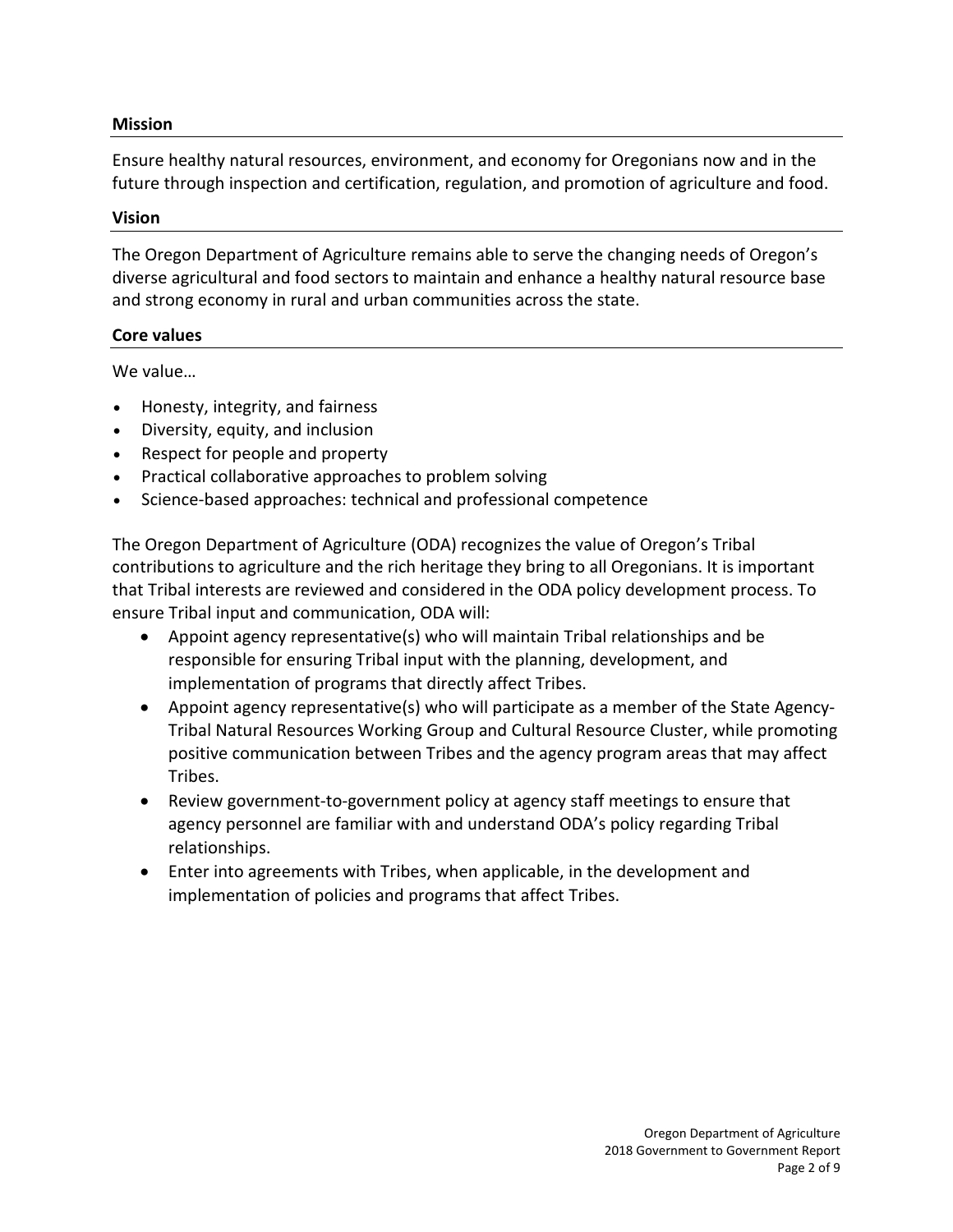## Mission

Ensure healthy natural resources, environment, and economy for Oregonians now and in the future through inspection and certification, regulation, and promotion of agriculture and food.

## Vision

The Oregon Department of Agriculture remains able to serve the changing needs of Oregon's diverse agricultural and food sectors to maintain and enhance a healthy natural resource base and strong economy in rural and urban communities across the state.

## Core values

We value…

- Honesty, integrity, and fairness
- Diversity, equity, and inclusion
- Respect for people and property
- Practical collaborative approaches to problem solving
- Science-based approaches: technical and professional competence

The Oregon Department of Agriculture (ODA) recognizes the value of Oregon's Tribal contributions to agriculture and the rich heritage they bring to all Oregonians. It is important that Tribal interests are reviewed and considered in the ODA policy development process. To ensure Tribal input and communication, ODA will:

- Appoint agency representative(s) who will maintain Tribal relationships and be responsible for ensuring Tribal input with the planning, development, and implementation of programs that directly affect Tribes.
- Appoint agency representative(s) who will participate as a member of the State Agency-Tribal Natural Resources Working Group and Cultural Resource Cluster, while promoting positive communication between Tribes and the agency program areas that may affect Tribes.
- Review government-to-government policy at agency staff meetings to ensure that agency personnel are familiar with and understand ODA's policy regarding Tribal relationships.
- Enter into agreements with Tribes, when applicable, in the development and implementation of policies and programs that affect Tribes.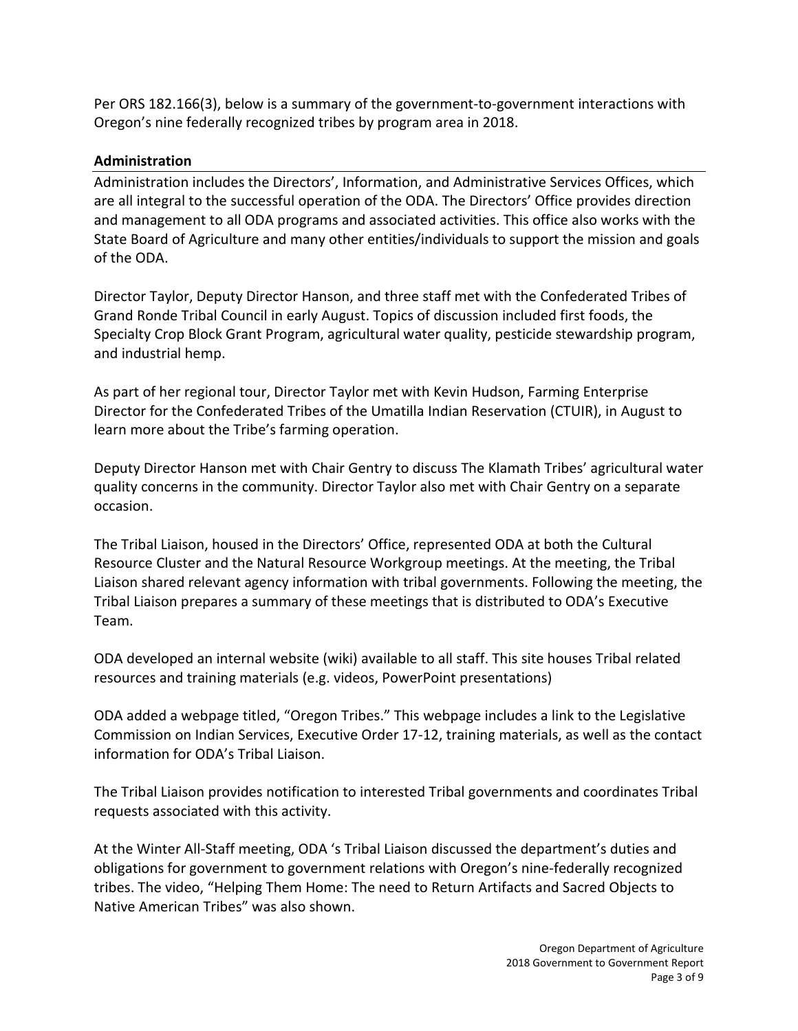Per ORS 182.166(3), below is a summary of the government-to-government interactions with Oregon's nine federally recognized tribes by program area in 2018.

## Administration

Administration includes the Directors', Information, and Administrative Services Offices, which are all integral to the successful operation of the ODA. The Directors' Office provides direction and management to all ODA programs and associated activities. This office also works with the State Board of Agriculture and many other entities/individuals to support the mission and goals of the ODA.

Director Taylor, Deputy Director Hanson, and three staff met with the Confederated Tribes of Grand Ronde Tribal Council in early August. Topics of discussion included first foods, the Specialty Crop Block Grant Program, agricultural water quality, pesticide stewardship program, and industrial hemp.

As part of her regional tour, Director Taylor met with Kevin Hudson, Farming Enterprise Director for the Confederated Tribes of the Umatilla Indian Reservation (CTUIR), in August to learn more about the Tribe's farming operation.

Deputy Director Hanson met with Chair Gentry to discuss The Klamath Tribes' agricultural water quality concerns in the community. Director Taylor also met with Chair Gentry on a separate occasion.

The Tribal Liaison, housed in the Directors' Office, represented ODA at both the Cultural Resource Cluster and the Natural Resource Workgroup meetings. At the meeting, the Tribal Liaison shared relevant agency information with tribal governments. Following the meeting, the Tribal Liaison prepares a summary of these meetings that is distributed to ODA's Executive Team.

ODA developed an internal website (wiki) available to all staff. This site houses Tribal related resources and training materials (e.g. videos, PowerPoint presentations)

ODA added a webpage titled, "Oregon Tribes." This webpage includes a link to the Legislative Commission on Indian Services, Executive Order 17-12, training materials, as well as the contact information for ODA's Tribal Liaison.

The Tribal Liaison provides notification to interested Tribal governments and coordinates Tribal requests associated with this activity.

At the Winter All-Staff meeting, ODA 's Tribal Liaison discussed the department's duties and obligations for government to government relations with Oregon's nine-federally recognized tribes. The video, "Helping Them Home: The need to Return Artifacts and Sacred Objects to Native American Tribes" was also shown.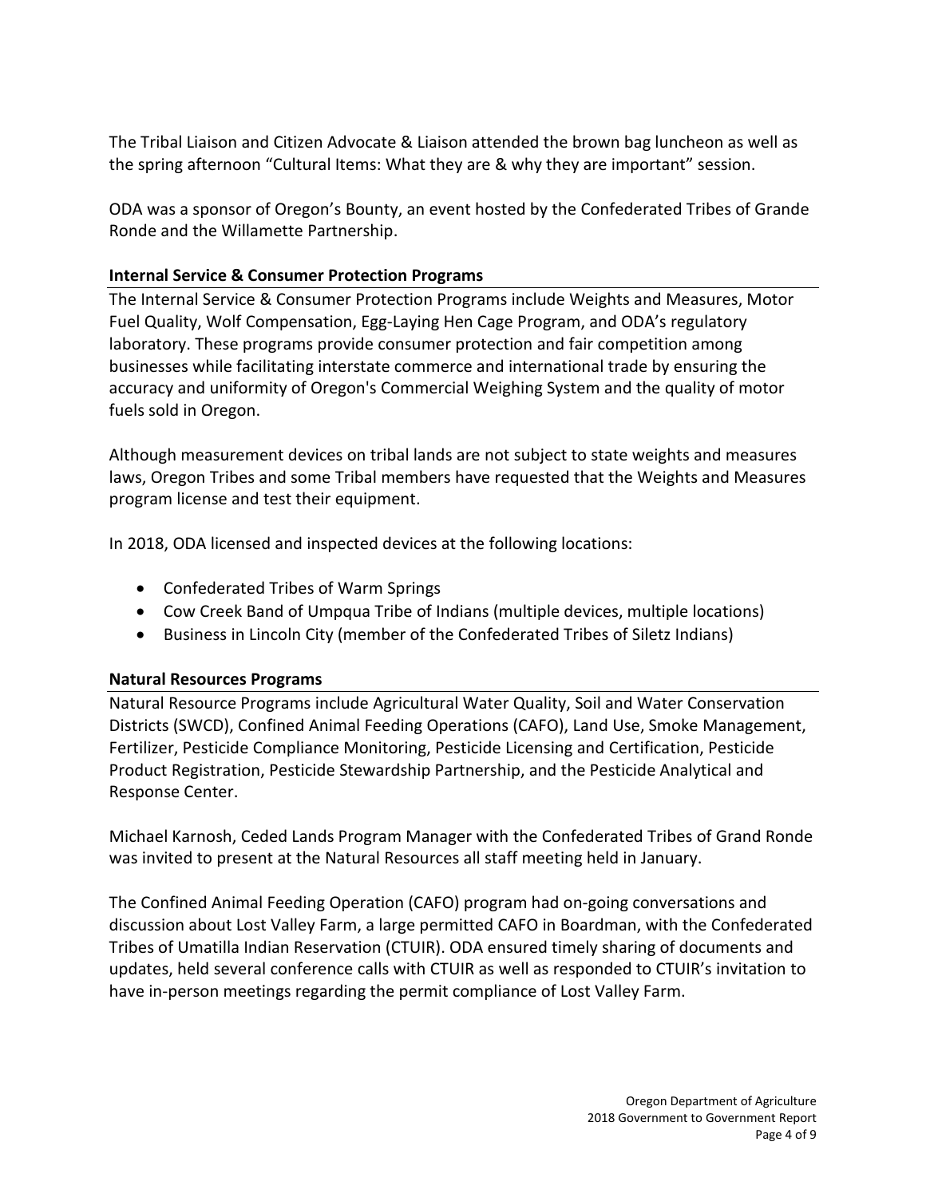The Tribal Liaison and Citizen Advocate & Liaison attended the brown bag luncheon as well as the spring afternoon "Cultural Items: What they are & why they are important" session.

ODA was a sponsor of Oregon's Bounty, an event hosted by the Confederated Tribes of Grande Ronde and the Willamette Partnership.

### Internal Service & Consumer Protection Programs

The Internal Service & Consumer Protection Programs include Weights and Measures, Motor Fuel Quality, Wolf Compensation, Egg-Laying Hen Cage Program, and ODA's regulatory laboratory. These programs provide consumer protection and fair competition among businesses while facilitating interstate commerce and international trade by ensuring the accuracy and uniformity of Oregon's Commercial Weighing System and the quality of motor fuels sold in Oregon.

Although measurement devices on tribal lands are not subject to state weights and measures laws, Oregon Tribes and some Tribal members have requested that the Weights and Measures program license and test their equipment.

In 2018, ODA licensed and inspected devices at the following locations:

- Confederated Tribes of Warm Springs
- Cow Creek Band of Umpqua Tribe of Indians (multiple devices, multiple locations)
- Business in Lincoln City (member of the Confederated Tribes of Siletz Indians)

### Natural Resources Programs

Natural Resource Programs include Agricultural Water Quality, Soil and Water Conservation Districts (SWCD), Confined Animal Feeding Operations (CAFO), Land Use, Smoke Management, Fertilizer, Pesticide Compliance Monitoring, Pesticide Licensing and Certification, Pesticide Product Registration, Pesticide Stewardship Partnership, and the Pesticide Analytical and Response Center.

Michael Karnosh, Ceded Lands Program Manager with the Confederated Tribes of Grand Ronde was invited to present at the Natural Resources all staff meeting held in January.

The Confined Animal Feeding Operation (CAFO) program had on-going conversations and discussion about Lost Valley Farm, a large permitted CAFO in Boardman, with the Confederated Tribes of Umatilla Indian Reservation (CTUIR). ODA ensured timely sharing of documents and updates, held several conference calls with CTUIR as well as responded to CTUIR's invitation to have in-person meetings regarding the permit compliance of Lost Valley Farm.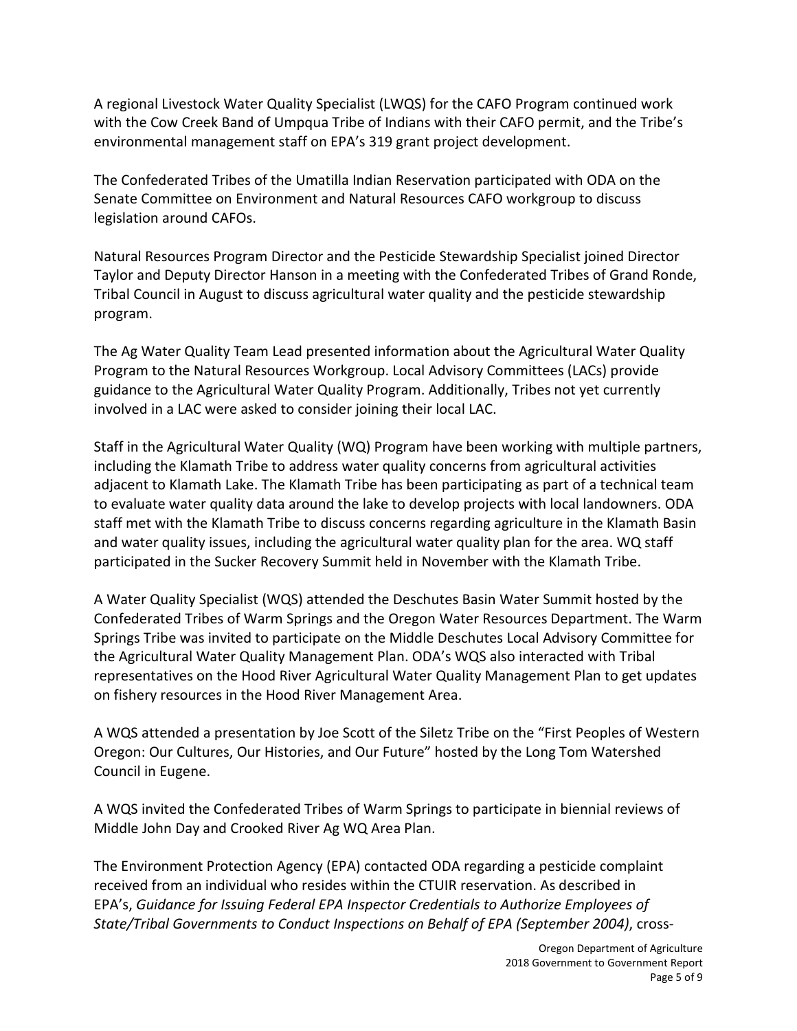A regional Livestock Water Quality Specialist (LWQS) for the CAFO Program continued work with the Cow Creek Band of Umpqua Tribe of Indians with their CAFO permit, and the Tribe's environmental management staff on EPA's 319 grant project development.

The Confederated Tribes of the Umatilla Indian Reservation participated with ODA on the Senate Committee on Environment and Natural Resources CAFO workgroup to discuss legislation around CAFOs.

Natural Resources Program Director and the Pesticide Stewardship Specialist joined Director Taylor and Deputy Director Hanson in a meeting with the Confederated Tribes of Grand Ronde, Tribal Council in August to discuss agricultural water quality and the pesticide stewardship program.

The Ag Water Quality Team Lead presented information about the Agricultural Water Quality Program to the Natural Resources Workgroup. Local Advisory Committees (LACs) provide guidance to the Agricultural Water Quality Program. Additionally, Tribes not yet currently involved in a LAC were asked to consider joining their local LAC.

Staff in the Agricultural Water Quality (WQ) Program have been working with multiple partners, including the Klamath Tribe to address water quality concerns from agricultural activities adjacent to Klamath Lake. The Klamath Tribe has been participating as part of a technical team to evaluate water quality data around the lake to develop projects with local landowners. ODA staff met with the Klamath Tribe to discuss concerns regarding agriculture in the Klamath Basin and water quality issues, including the agricultural water quality plan for the area. WQ staff participated in the Sucker Recovery Summit held in November with the Klamath Tribe.

A Water Quality Specialist (WQS) attended the Deschutes Basin Water Summit hosted by the Confederated Tribes of Warm Springs and the Oregon Water Resources Department. The Warm Springs Tribe was invited to participate on the Middle Deschutes Local Advisory Committee for the Agricultural Water Quality Management Plan. ODA's WQS also interacted with Tribal representatives on the Hood River Agricultural Water Quality Management Plan to get updates on fishery resources in the Hood River Management Area.

A WQS attended a presentation by Joe Scott of the Siletz Tribe on the "First Peoples of Western Oregon: Our Cultures, Our Histories, and Our Future" hosted by the Long Tom Watershed Council in Eugene.

A WQS invited the Confederated Tribes of Warm Springs to participate in biennial reviews of Middle John Day and Crooked River Ag WQ Area Plan.

The Environment Protection Agency (EPA) contacted ODA regarding a pesticide complaint received from an individual who resides within the CTUIR reservation. As described in EPA's, *Guidance for Issuing Federal EPA Inspector Credentials to Authorize Employees of State/Tribal Governments to Conduct Inspections on Behalf of EPA (September 2004)*, cross-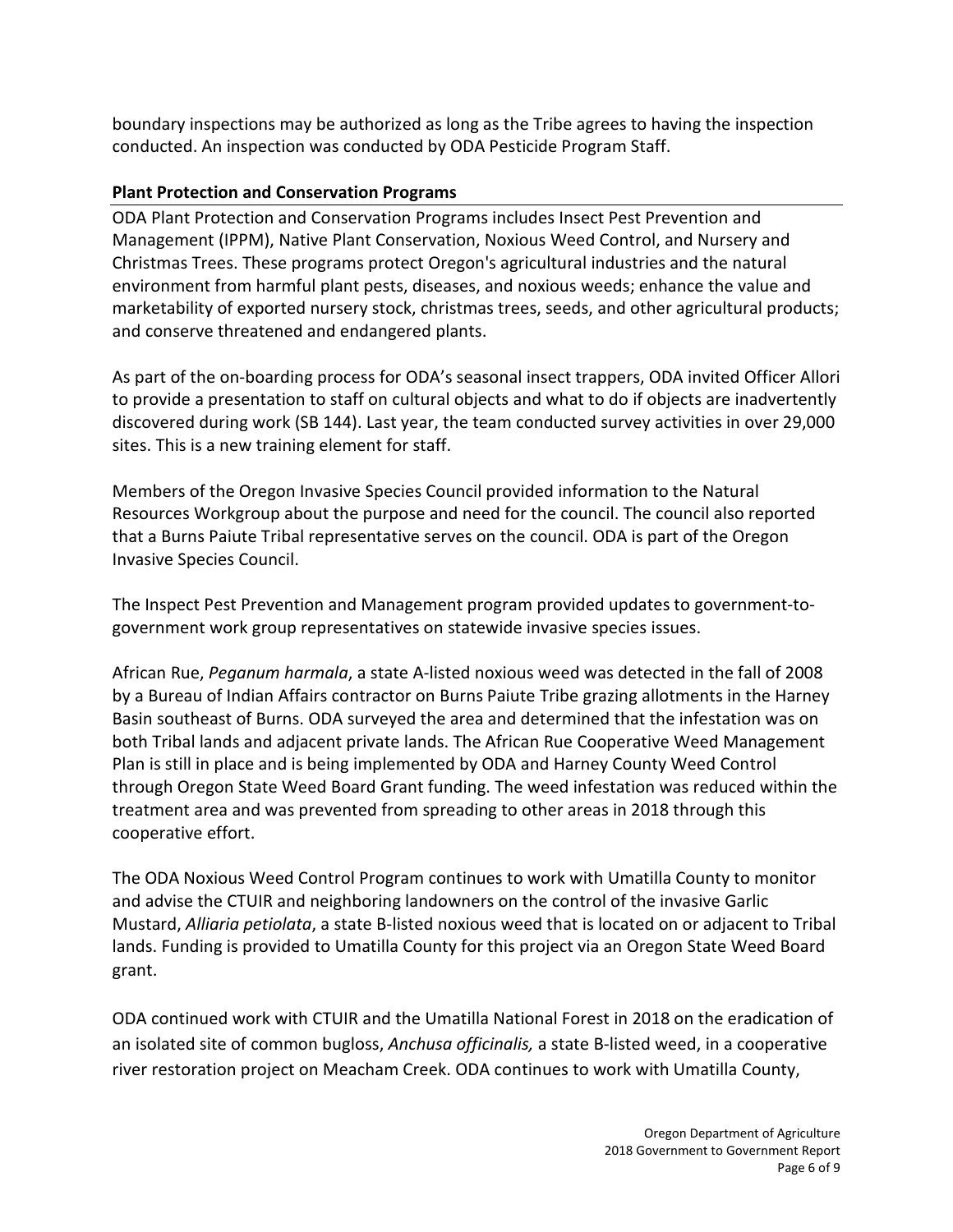boundary inspections may be authorized as long as the Tribe agrees to having the inspection conducted. An inspection was conducted by ODA Pesticide Program Staff.

### Plant Protection and Conservation Programs

ODA Plant Protection and Conservation Programs includes Insect Pest Prevention and Management (IPPM), Native Plant Conservation, Noxious Weed Control, and Nursery and Christmas Trees. These programs protect Oregon's agricultural industries and the natural environment from harmful plant pests, diseases, and noxious weeds; enhance the value and marketability of exported nursery stock, christmas trees, seeds, and other agricultural products; and conserve threatened and endangered plants.

As part of the on-boarding process for ODA's seasonal insect trappers, ODA invited Officer Allori to provide a presentation to staff on cultural objects and what to do if objects are inadvertently discovered during work (SB 144). Last year, the team conducted survey activities in over 29,000 sites. This is a new training element for staff.

Members of the Oregon Invasive Species Council provided information to the Natural Resources Workgroup about the purpose and need for the council. The council also reported that a Burns Paiute Tribal representative serves on the council. ODA is part of the Oregon Invasive Species Council.

The Inspect Pest Prevention and Management program provided updates to government-to-government work group representatives on statewide invasive species issues.

African Rue, *Peganum harmala*, a state A-listed noxious weed was detected in the fall of 2008 by a Bureau of Indian Affairs contractor on Burns Paiute Tribe grazing allotments in the Harney Basin southeast of Burns. ODA surveyed the area and determined that the infestation was on both Tribal lands and adjacent private lands. The African Rue Cooperative Weed Management Plan is still in place and is being implemented by ODA and Harney County Weed Control through Oregon State Weed Board Grant funding. The weed infestation was reduced within the treatment area and was prevented from spreading to other areas in 2018 through this cooperative effort.

The ODA Noxious Weed Control Program continues to work with Umatilla County to monitor and advise the CTUIR and neighboring landowners on the control of the invasive Garlic Mustard, *Alliaria petiolata*, a state B-listed noxious weed that is located on or adjacent to Tribal lands. Funding is provided to Umatilla County for this project via an Oregon State Weed Board grant.

ODA continued work with CTUIR and the Umatilla National Forest in 2018 on the eradication of an isolated site of common bugloss, *Anchusa officinalis,* a state B-listed weed, in a cooperative river restoration project on Meacham Creek. ODA continues to work with Umatilla County,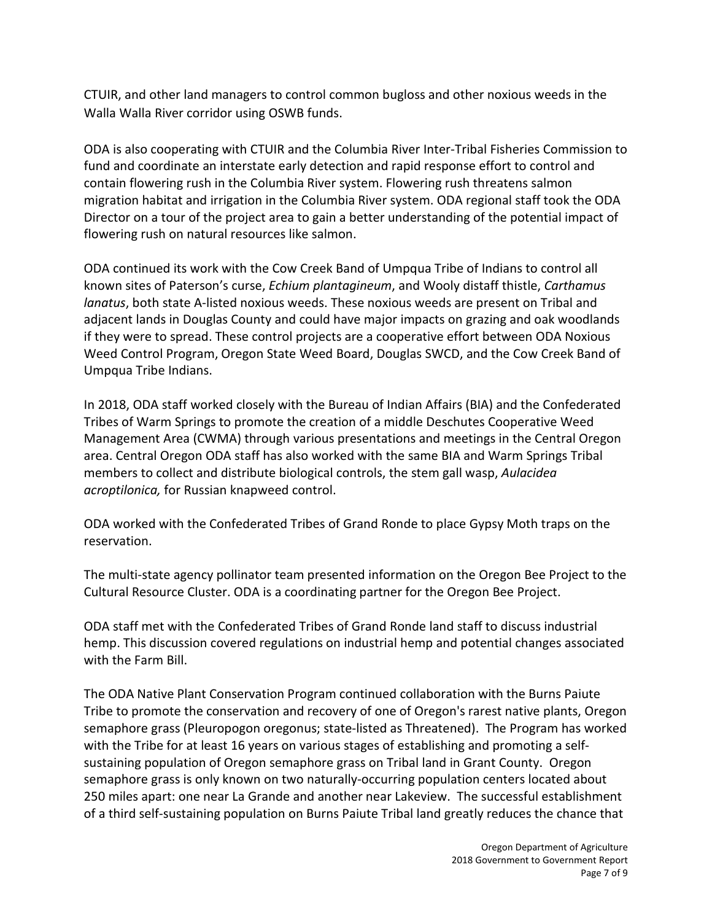CTUIR, and other land managers to control common bugloss and other noxious weeds in the Walla Walla River corridor using OSWB funds.

ODA is also cooperating with CTUIR and the Columbia River Inter-Tribal Fisheries Commission to fund and coordinate an interstate early detection and rapid response effort to control and contain flowering rush in the Columbia River system. Flowering rush threatens salmon migration habitat and irrigation in the Columbia River system. ODA regional staff took the ODA Director on a tour of the project area to gain a better understanding of the potential impact of flowering rush on natural resources like salmon.

ODA continued its work with the Cow Creek Band of Umpqua Tribe of Indians to control all known sites of Paterson's curse, *Echium plantagineum*, and Wooly distaff thistle, *Carthamus lanatus*, both state A-listed noxious weeds. These noxious weeds are present on Tribal and adjacent lands in Douglas County and could have major impacts on grazing and oak woodlands if they were to spread. These control projects are a cooperative effort between ODA Noxious Weed Control Program, Oregon State Weed Board, Douglas SWCD, and the Cow Creek Band of Umpqua Tribe Indians.

In 2018, ODA staff worked closely with the Bureau of Indian Affairs (BIA) and the Confederated Tribes of Warm Springs to promote the creation of a middle Deschutes Cooperative Weed Management Area (CWMA) through various presentations and meetings in the Central Oregon area. Central Oregon ODA staff has also worked with the same BIA and Warm Springs Tribal members to collect and distribute biological controls, the stem gall wasp, *Aulacidea acroptilonica,* for Russian knapweed control.

ODA worked with the Confederated Tribes of Grand Ronde to place Gypsy Moth traps on the reservation.

The multi-state agency pollinator team presented information on the Oregon Bee Project to the Cultural Resource Cluster. ODA is a coordinating partner for the Oregon Bee Project.

ODA staff met with the Confederated Tribes of Grand Ronde land staff to discuss industrial hemp. This discussion covered regulations on industrial hemp and potential changes associated with the Farm Bill.

The ODA Native Plant Conservation Program continued collaboration with the Burns Paiute Tribe to promote the conservation and recovery of one of Oregon's rarest native plants, Oregon semaphore grass (Pleuropogon oregonus; state-listed as Threatened). The Program has worked with the Tribe for at least 16 years on various stages of establishing and promoting a self-sustaining population of Oregon semaphore grass on Tribal land in Grant County. Oregon semaphore grass is only known on two naturally-occurring population centers located about 250 miles apart: one near La Grande and another near Lakeview. The successful establishment of a third self-sustaining population on Burns Paiute Tribal land greatly reduces the chance that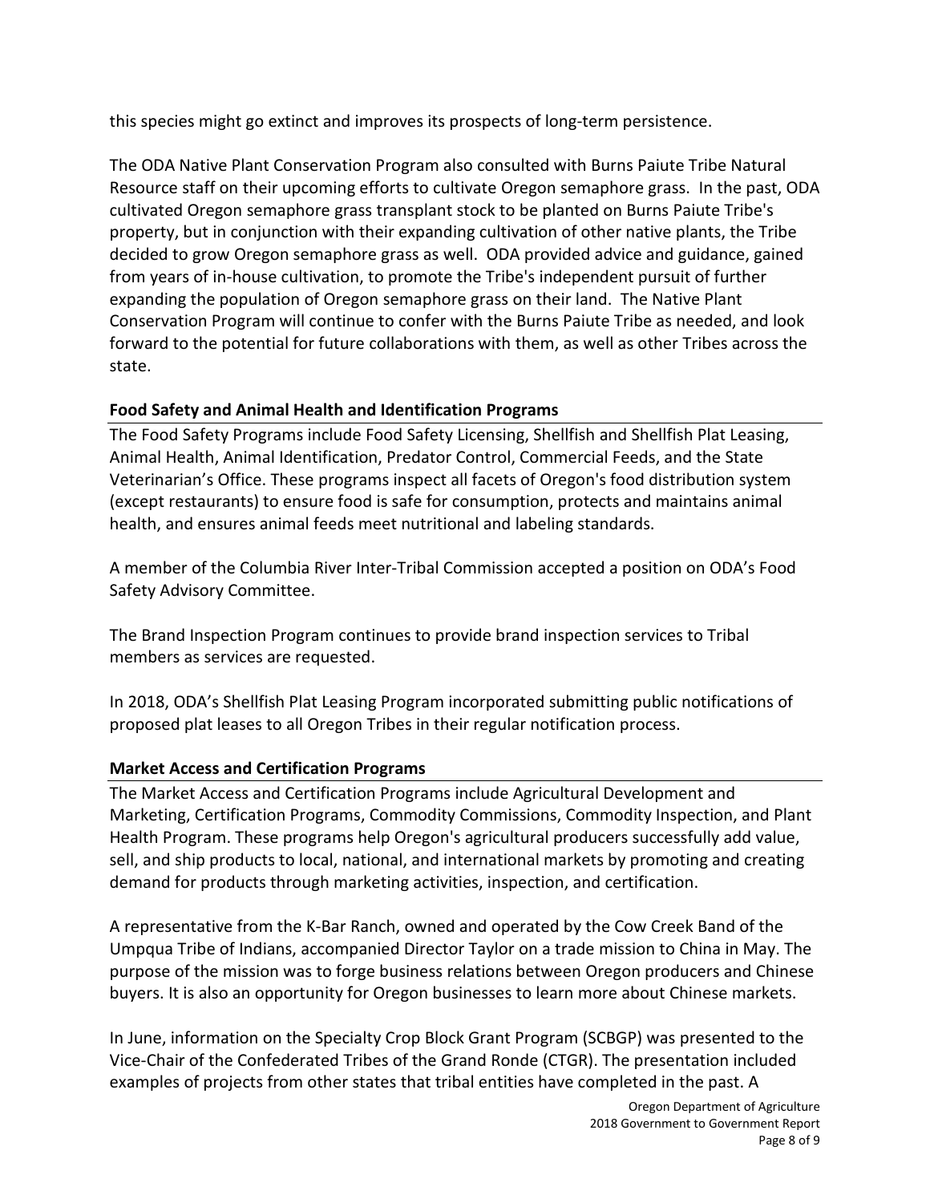this species might go extinct and improves its prospects of long-term persistence.

The ODA Native Plant Conservation Program also consulted with Burns Paiute Tribe Natural Resource staff on their upcoming efforts to cultivate Oregon semaphore grass. In the past, ODA cultivated Oregon semaphore grass transplant stock to be planted on Burns Paiute Tribe's property, but in conjunction with their expanding cultivation of other native plants, the Tribe decided to grow Oregon semaphore grass as well. ODA provided advice and guidance, gained from years of in-house cultivation, to promote the Tribe's independent pursuit of further expanding the population of Oregon semaphore grass on their land. The Native Plant Conservation Program will continue to confer with the Burns Paiute Tribe as needed, and look forward to the potential for future collaborations with them, as well as other Tribes across the state.

## Food Safety and Animal Health and Identification Programs

The Food Safety Programs include Food Safety Licensing, Shellfish and Shellfish Plat Leasing, Animal Health, Animal Identification, Predator Control, Commercial Feeds, and the State Veterinarian's Office. These programs inspect all facets of Oregon's food distribution system (except restaurants) to ensure food is safe for consumption, protects and maintains animal health, and ensures animal feeds meet nutritional and labeling standards.

A member of the Columbia River Inter-Tribal Commission accepted a position on ODA's Food Safety Advisory Committee.

The Brand Inspection Program continues to provide brand inspection services to Tribal members as services are requested.

In 2018, ODA's Shellfish Plat Leasing Program incorporated submitting public notifications of proposed plat leases to all Oregon Tribes in their regular notification process.

## Market Access and Certification Programs

The Market Access and Certification Programs include Agricultural Development and Marketing, Certification Programs, Commodity Commissions, Commodity Inspection, and Plant Health Program. These programs help Oregon's agricultural producers successfully add value, sell, and ship products to local, national, and international markets by promoting and creating demand for products through marketing activities, inspection, and certification.

A representative from the K-Bar Ranch, owned and operated by the Cow Creek Band of the Umpqua Tribe of Indians, accompanied Director Taylor on a trade mission to China in May. The purpose of the mission was to forge business relations between Oregon producers and Chinese buyers. It is also an opportunity for Oregon businesses to learn more about Chinese markets.

In June, information on the Specialty Crop Block Grant Program (SCBGP) was presented to the Vice-Chair of the Confederated Tribes of the Grand Ronde (CTGR). The presentation included examples of projects from other states that tribal entities have completed in the past. A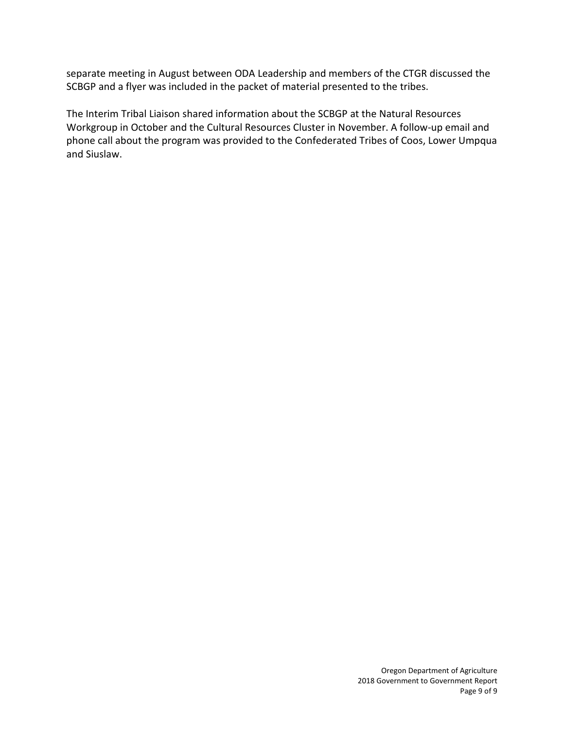separate meeting in August between ODA Leadership and members of the CTGR discussed the SCBGP and a flyer was included in the packet of material presented to the tribes.

The Interim Tribal Liaison shared information about the SCBGP at the Natural Resources Workgroup in October and the Cultural Resources Cluster in November. A follow-up email and phone call about the program was provided to the Confederated Tribes of Coos, Lower Umpqua and Siuslaw.